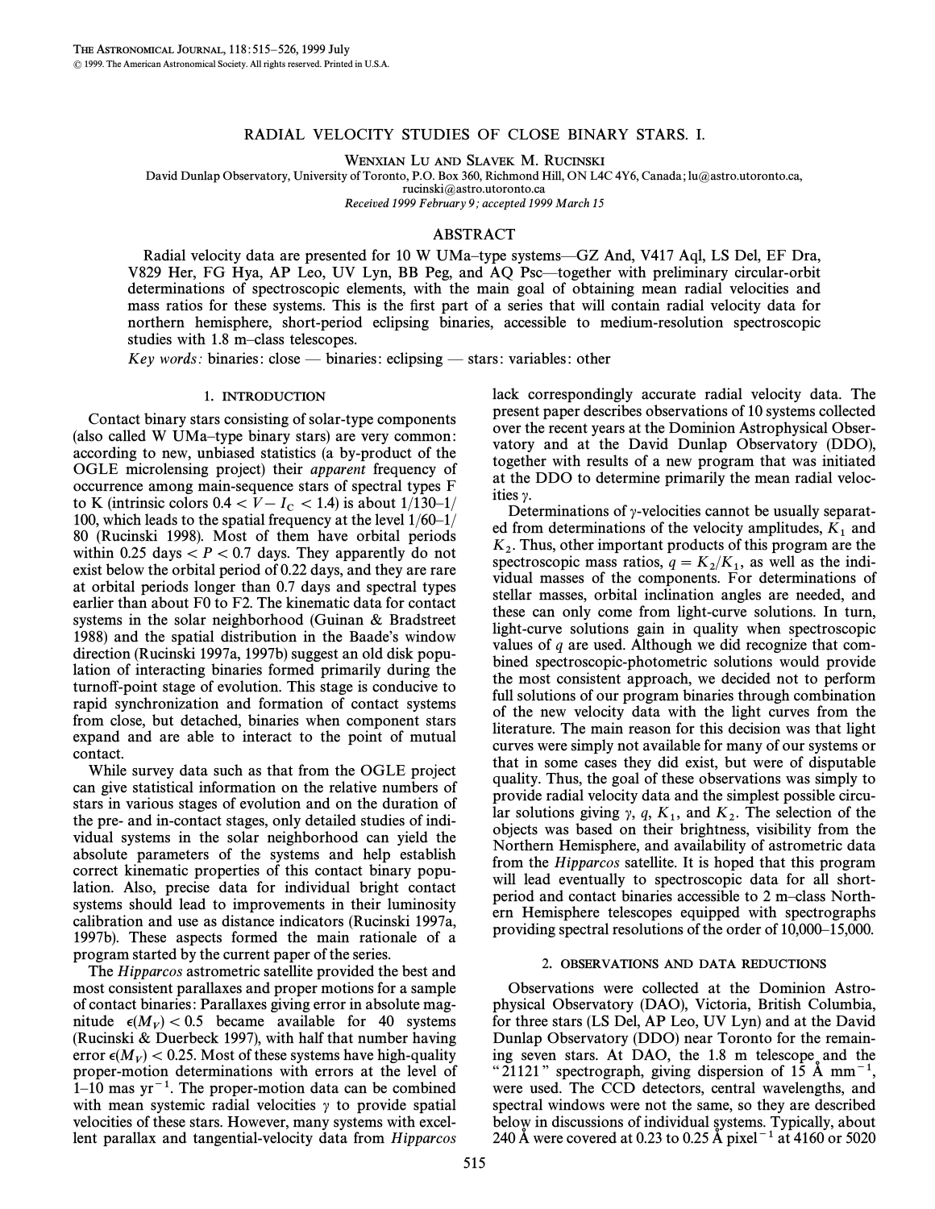# RADIAL VELOCITY STUDIES OF CLOSE BINARY STARS. I.

WENXIAN LU AND SLAVEK M. RUCINSKI

David Dunlap Observatory, University of Toronto, P.O. Box 360, Richmond Hill, ON L4C 4Y6, Canada; lu@astro.utoronto.ca, rucinski@astro.utoronto.ca

*Received 1999 February 9; accepted 1999 March 15*

## ABSTRACT

Radial velocity data are presented for 10 W UMa–type systems—GZ And, V417 Aql, LS Del, EF Dra, V829 Her, FG Hya, AP Leo, UV Lyn, BB Peg, and AQ Psc—together with preliminary circular-orbit determinations of spectroscopic elements, with the main goal of obtaining mean radial velocities and mass ratios for these systems. This is the first part of a series that will contain radial velocity data for northern hemisphere, short-period eclipsing binaries, accessible to medium-resolution spectroscopic studies with 1.8 m–class telescopes.

*Key words:* binaries: close — binaries: eclipsing — stars: variables: other

## 1. INTRODUCTION

Contact binary stars consisting of solar-type components (also called W UMa–type binary stars) are very common: according to new, unbiased statistics (a by-product of the OGLE microlensing project) their *apparent* frequency of occurrence among main-sequence stars of spectral types F to K (intrinsic colors $0.4 < V - I_C < 1.4$) is about 1/130–1/100, which leads to the spatial frequency at the level 1/60–1/80 (Rucinski 1998). Most of them have orbital periods within 0.25 days $< P <$ 0.7 days. They apparently do not exist below the orbital period of 0.22 days, and they are rare at orbital periods longer than 0.7 days and spectral types earlier than about F0 to F2. The kinematic data for contact systems in the solar neighborhood (Guinan & Bradstreet 1988) and the spatial distribution in the Baade's window direction (Rucinski 1997a, 1997b) suggest an old disk population of interacting binaries formed primarily during the turnoff-point stage of evolution. This stage is conducive to rapid synchronization and formation of contact systems from close, but detached, binaries when component stars expand and are able to interact to the point of mutual contact.

While survey data such as that from the OGLE project can give statistical information on the relative numbers of stars in various stages of evolution and on the duration of the pre- and in-contact stages, only detailed studies of individual systems in the solar neighborhood can yield the absolute parameters of the systems and help establish correct kinematic properties of this contact binary population. Also, precise data for individual bright contact systems should lead to improvements in their luminosity calibration and use as distance indicators (Rucinski 1997a, 1997b). These aspects formed the main rationale of a program started by the current paper of the series.

The *Hipparcos* astrometric satellite provided the best and most consistent parallaxes and proper motions for a sample of contact binaries: Parallaxes giving error in absolute magnitude $\epsilon(M_V) < 0.5$ became available for 40 systems (Rucinski & Duerbeck 1997), with half that number having error $\epsilon(M_V) < 0.25$. Most of these systems have high-quality proper-motion determinations with errors at the level of 1–10 mas $\mathrm{yr}^{-1}$. The proper-motion data can be combined with mean systemic radial velocities $\gamma$ to provide spatial velocities of these stars. However, many systems with excellent parallax and tangential-velocity data from *Hipparcos* lack correspondingly accurate radial velocity data. The present paper describes observations of 10 systems collected over the recent years at the Dominion Astrophysical Observatory and at the David Dunlap Observatory (DDO), together with results of a new program that was initiated at the DDO to determine primarily the mean radial velocities $\gamma$.

Determinations of $\gamma$-velocities cannot be usually separated from determinations of the velocity amplitudes, $K_1$ and $K_2$. Thus, other important products of this program are the spectroscopic mass ratios, $q = K_2/K_1$, as well as the individual masses of the components. For determinations of stellar masses, orbital inclination angles are needed, and these can only come from light-curve solutions. In turn, light-curve solutions gain in quality when spectroscopic values of $q$ are used. Although we did recognize that combined spectroscopic-photometric solutions would provide the most consistent approach, we decided not to perform full solutions of our program binaries through combination of the new velocity data with the light curves from the literature. The main reason for this decision was that light curves were simply not available for many of our systems or that in some cases they did exist, but were of disputable quality. Thus, the goal of these observations was simply to provide radial velocity data and the simplest possible circular solutions giving $\gamma$, $q$, $K_1$, and $K_2$. The selection of the objects was based on their brightness, visibility from the Northern Hemisphere, and availability of astrometric data from the *Hipparcos* satellite. It is hoped that this program will lead eventually to spectroscopic data for all short-period and contact binaries accessible to 2 m–class Northern Hemisphere telescopes equipped with spectrographs providing spectral resolutions of the order of 10,000–15,000.

## 2. OBSERVATIONS AND DATA REDUCTIONS

Observations were collected at the Dominion Astrophysical Observatory (DAO), Victoria, British Columbia, for three stars (LS Del, AP Leo, UV Lyn) and at the David Dunlap Observatory (DDO) near Toronto for the remaining seven stars. At DAO, the 1.8 m telescope and the "21121" spectrograph, giving dispersion of 15 Å $\mathrm{mm}^{-1}$, were used. The CCD detectors, central wavelengths, and spectral windows were not the same, so they are described below in discussions of individual systems. Typically, about 240 Å were covered at 0.23 to 0.25 Å $\mathrm{pixel}^{-1}$ at 4160 or 5020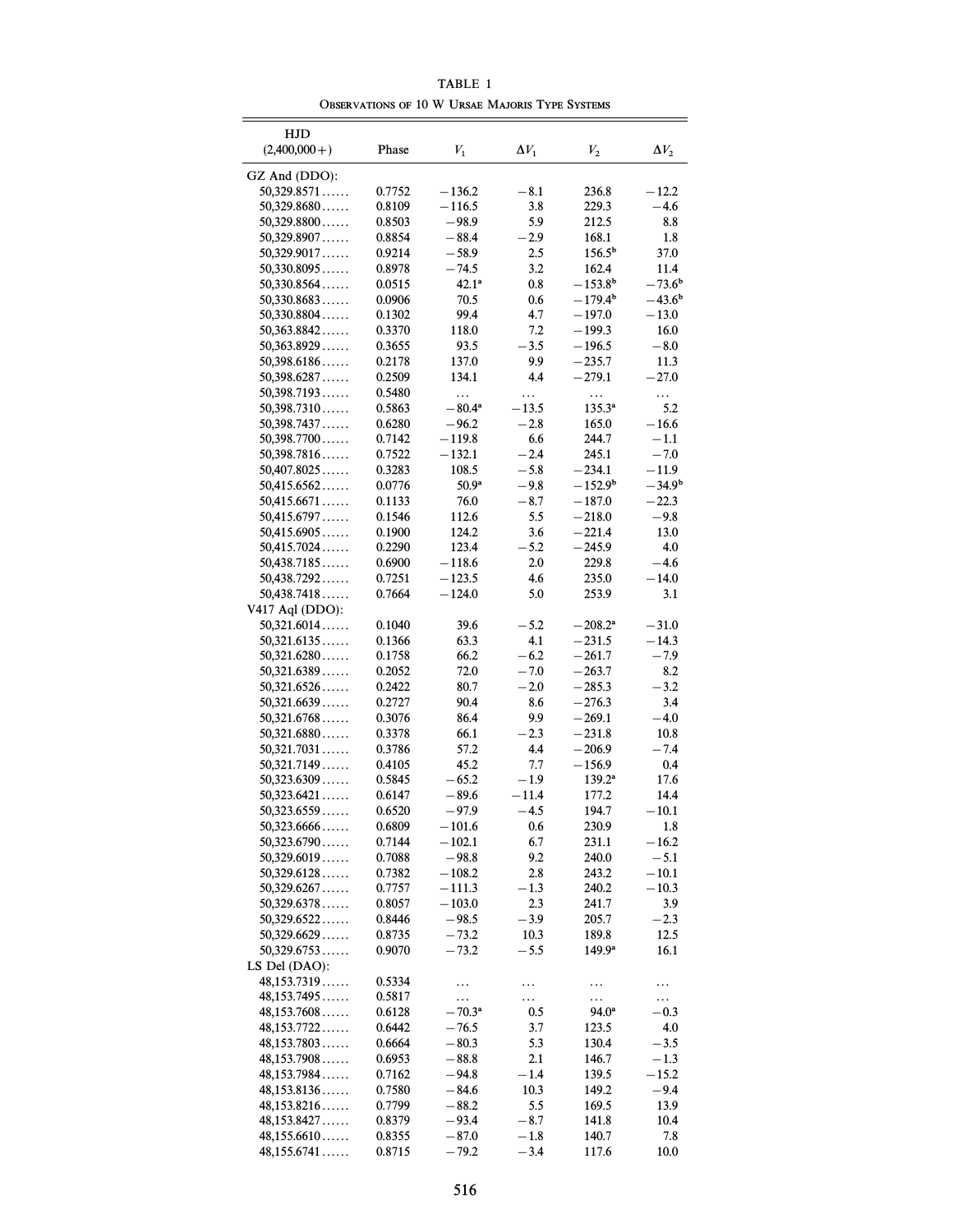TABLE 1

OBSERVATIONS OF 10 W URSAE MAJORIS TYPE SYSTEMS

| HJD (2,400,000+) | Phase | $V_1$ | $\Delta V_1$ | $V_2$ | $\Delta V_2$ |
|---|---|---|---|---|---|
| GZ And (DDO): | | | | | |
| 50,329.8571 | 0.7752 | −136.2 | −8.1 | 236.8 | −12.2 |
| 50,329.8680 | 0.8109 | −116.5 | 3.8 | 229.3 | −4.6 |
| 50,329.8800 | 0.8503 | −98.9 | 5.9 | 212.5 | 8.8 |
| 50,329.8907 | 0.8854 | −88.4 | −2.9 | 168.1 | 1.8 |
| 50,329.9017 | 0.9214 | −58.9 | 2.5 | 156.5[b] | 37.0 |
| 50,330.8095 | 0.8978 | −74.5 | 3.2 | 162.4 | 11.4 |
| 50,330.8564 | 0.0515 | 42.1[a] | 0.8 | −153.8[b] | −73.6[b] |
| 50,330.8683 | 0.0906 | 70.5 | 0.6 | −179.4[b] | −43.6[b] |
| 50,330.8804 | 0.1302 | 99.4 | 4.7 | −197.0 | −13.0 |
| 50,363.8842 | 0.3370 | 118.0 | 7.2 | −199.3 | 16.0 |
| 50,363.8929 | 0.3655 | 93.5 | −3.5 | −196.5 | −8.0 |
| 50,398.6186 | 0.2178 | 137.0 | 9.9 | −235.7 | 11.3 |
| 50,398.6287 | 0.2509 | 134.1 | 4.4 | −279.1 | −27.0 |
| 50,398.7193 | 0.5480 | ... | ... | ... | ... |
| 50,398.7310 | 0.5863 | −80.4[a] | −13.5 | 135.3[a] | 5.2 |
| 50,398.7437 | 0.6280 | −96.2 | −2.8 | 165.0 | −16.6 |
| 50,398.7700 | 0.7142 | −119.8 | 6.6 | 244.7 | −1.1 |
| 50,398.7816 | 0.7522 | −132.1 | −2.4 | 245.1 | −7.0 |
| 50,407.8025 | 0.3283 | 108.5 | −5.8 | −234.1 | −11.9 |
| 50,415.6562 | 0.0776 | 50.9[a] | −9.8 | −152.9[b] | −34.9[b] |
| 50,415.6671 | 0.1133 | 76.0 | −8.7 | −187.0 | −22.3 |
| 50,415.6797 | 0.1546 | 112.6 | 5.5 | −218.0 | −9.8 |
| 50,415.6905 | 0.1900 | 124.2 | 3.6 | −221.4 | 13.0 |
| 50,415.7024 | 0.2290 | 123.4 | −5.2 | −245.9 | 4.0 |
| 50,438.7185 | 0.6900 | −118.6 | 2.0 | 229.8 | −4.6 |
| 50,438.7292 | 0.7251 | −123.5 | 4.6 | 235.0 | −14.0 |
| 50,438.7418 | 0.7664 | −124.0 | 5.0 | 253.9 | 3.1 |
| V417 Aql (DDO): | | | | | |
| 50,321.6014 | 0.1040 | 39.6 | −5.2 | −208.2[a] | −31.0 |
| 50,321.6135 | 0.1366 | 63.3 | 4.1 | −231.5 | −14.3 |
| 50,321.6280 | 0.1758 | 66.2 | −6.2 | −261.7 | −7.9 |
| 50,321.6389 | 0.2052 | 72.0 | −7.0 | −263.7 | 8.2 |
| 50,321.6526 | 0.2422 | 80.7 | −2.0 | −285.3 | −3.2 |
| 50,321.6639 | 0.2727 | 90.4 | 8.6 | −276.3 | 3.4 |
| 50,321.6768 | 0.3076 | 86.4 | 9.9 | −269.1 | −4.0 |
| 50,321.6880 | 0.3378 | 66.1 | −2.3 | −231.8 | 10.8 |
| 50,321.7031 | 0.3786 | 57.2 | 4.4 | −206.9 | −7.4 |
| 50,321.7149 | 0.4105 | 45.2 | 7.7 | −156.9 | 0.4 |
| 50,323.6309 | 0.5845 | −65.2 | −1.9 | 139.2[a] | 17.6 |
| 50,323.6421 | 0.6147 | −89.6 | −11.4 | 177.2 | 14.4 |
| 50,323.6559 | 0.6520 | −97.9 | −4.5 | 194.7 | −10.1 |
| 50,323.6666 | 0.6809 | −101.6 | 0.6 | 230.9 | 1.8 |
| 50,323.6790 | 0.7144 | −102.1 | 6.7 | 231.1 | −16.2 |
| 50,329.6019 | 0.7088 | −98.8 | 9.2 | 240.0 | −5.1 |
| 50,329.6128 | 0.7382 | −108.2 | 2.8 | 243.2 | −10.1 |
| 50,329.6267 | 0.7757 | −111.3 | −1.3 | 240.2 | −10.3 |
| 50,329.6378 | 0.8057 | −103.0 | 2.3 | 241.7 | 3.9 |
| 50,329.6522 | 0.8446 | −98.5 | −3.9 | 205.7 | −2.3 |
| 50,329.6629 | 0.8735 | −73.2 | 10.3 | 189.8 | 12.5 |
| 50,329.6753 | 0.9070 | −73.2 | −5.5 | 149.9[a] | 16.1 |
| LS Del (DAO): | | | | | |
| 48,153.7319 | 0.5334 | ... | ... | ... | ... |
| 48,153.7495 | 0.5817 | ... | ... | ... | ... |
| 48,153.7608 | 0.6128 | −70.3[a] | 0.5 | 94.0[a] | −0.3 |
| 48,153.7722 | 0.6442 | −76.5 | 3.7 | 123.5 | 4.0 |
| 48,153.7803 | 0.6664 | −80.3 | 5.3 | 130.4 | −3.5 |
| 48,153.7908 | 0.6953 | −88.8 | 2.1 | 146.7 | −1.3 |
| 48,153.7984 | 0.7162 | −94.8 | −1.4 | 139.5 | −15.2 |
| 48,153.8136 | 0.7580 | −84.6 | 10.3 | 149.2 | −9.4 |
| 48,153.8216 | 0.7799 | −88.2 | 5.5 | 169.5 | 13.9 |
| 48,153.8427 | 0.8379 | −93.4 | −8.7 | 141.8 | 10.4 |
| 48,155.6610 | 0.8355 | −87.0 | −1.8 | 140.7 | 7.8 |
| 48,155.6741 | 0.8715 | −79.2 | −3.4 | 117.6 | 10.0 |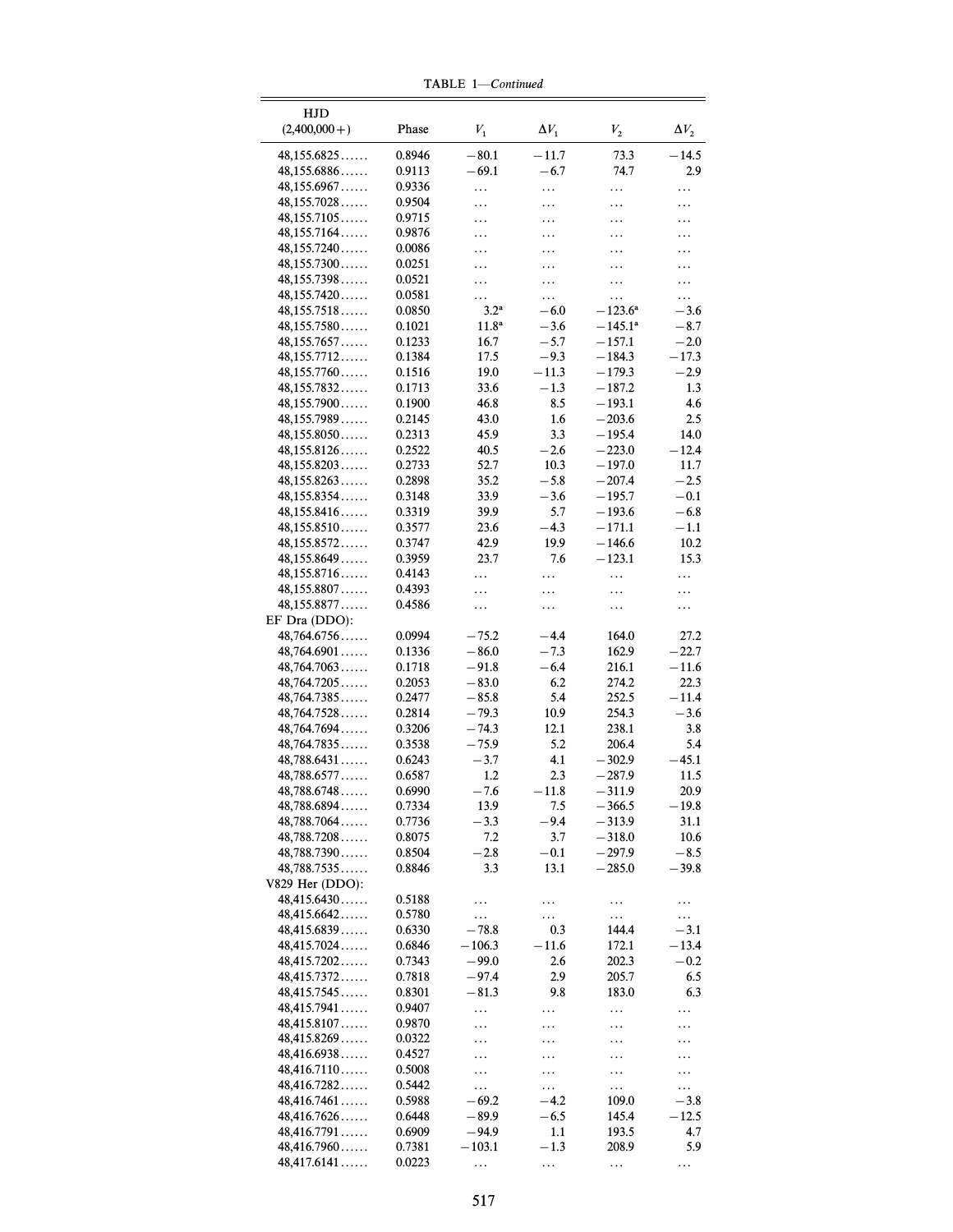TABLE 1—*Continued*

| HJD (2,400,000+) | Phase | $V_1$ | $\Delta V_1$ | $V_2$ | $\Delta V_2$ |
|---|---|---|---|---|---|
| 48,155.6825...... | 0.8946 | −80.1 | −11.7 | 73.3 | −14.5 |
| 48,155.6886...... | 0.9113 | −69.1 | −6.7 | 74.7 | 2.9 |
| 48,155.6967...... | 0.9336 | ... | ... | ... | ... |
| 48,155.7028...... | 0.9504 | ... | ... | ... | ... |
| 48,155.7105...... | 0.9715 | ... | ... | ... | ... |
| 48,155.7164...... | 0.9876 | ... | ... | ... | ... |
| 48,155.7240...... | 0.0086 | ... | ... | ... | ... |
| 48,155.7300...... | 0.0251 | ... | ... | ... | ... |
| 48,155.7398...... | 0.0521 | ... | ... | ... | ... |
| 48,155.7420...... | 0.0581 | ... | ... | ... | ... |
| 48,155.7518...... | 0.0850 | 3.2[a] | −6.0 | −123.6[a] | −3.6 |
| 48,155.7580...... | 0.1021 | 11.8[a] | −3.6 | −145.1[a] | −8.7 |
| 48,155.7657...... | 0.1233 | 16.7 | −5.7 | −157.1 | −2.0 |
| 48,155.7712...... | 0.1384 | 17.5 | −9.3 | −184.3 | −17.3 |
| 48,155.7760...... | 0.1516 | 19.0 | −11.3 | −179.3 | −2.9 |
| 48,155.7832...... | 0.1713 | 33.6 | −1.3 | −187.2 | 1.3 |
| 48,155.7900...... | 0.1900 | 46.8 | 8.5 | −193.1 | 4.6 |
| 48,155.7989...... | 0.2145 | 43.0 | 1.6 | −203.6 | 2.5 |
| 48,155.8050...... | 0.2313 | 45.9 | 3.3 | −195.4 | 14.0 |
| 48,155.8126...... | 0.2522 | 40.5 | −2.6 | −223.0 | −12.4 |
| 48,155.8203...... | 0.2733 | 52.7 | 10.3 | −197.0 | 11.7 |
| 48,155.8263...... | 0.2898 | 35.2 | −5.8 | −207.4 | −2.5 |
| 48,155.8354...... | 0.3148 | 33.9 | −3.6 | −195.7 | −0.1 |
| 48,155.8416...... | 0.3319 | 39.9 | 5.7 | −193.6 | −6.8 |
| 48,155.8510...... | 0.3577 | 23.6 | −4.3 | −171.1 | −1.1 |
| 48,155.8572...... | 0.3747 | 42.9 | 19.9 | −146.6 | 10.2 |
| 48,155.8649...... | 0.3959 | 23.7 | 7.6 | −123.1 | 15.3 |
| 48,155.8716...... | 0.4143 | ... | ... | ... | ... |
| 48,155.8807...... | 0.4393 | ... | ... | ... | ... |
| 48,155.8877...... | 0.4586 | ... | ... | ... | ... |
| EF Dra (DDO): | | | | | |
| 48,764.6756...... | 0.0994 | −75.2 | −4.4 | 164.0 | 27.2 |
| 48,764.6901...... | 0.1336 | −86.0 | −7.3 | 162.9 | −22.7 |
| 48,764.7063...... | 0.1718 | −91.8 | −6.4 | 216.1 | −11.6 |
| 48,764.7205...... | 0.2053 | −83.0 | 6.2 | 274.2 | 22.3 |
| 48,764.7385...... | 0.2477 | −85.8 | 5.4 | 252.5 | −11.4 |
| 48,764.7528...... | 0.2814 | −79.3 | 10.9 | 254.3 | −3.6 |
| 48,764.7694...... | 0.3206 | −74.3 | 12.1 | 238.1 | 3.8 |
| 48,764.7835...... | 0.3538 | −75.9 | 5.2 | 206.4 | 5.4 |
| 48,788.6431...... | 0.6243 | −3.7 | 4.1 | −302.9 | −45.1 |
| 48,788.6577...... | 0.6587 | 1.2 | 2.3 | −287.9 | 11.5 |
| 48,788.6748...... | 0.6990 | −7.6 | −11.8 | −311.9 | 20.9 |
| 48,788.6894...... | 0.7334 | 13.9 | 7.5 | −366.5 | −19.8 |
| 48,788.7064...... | 0.7736 | −3.3 | −9.4 | −313.9 | 31.1 |
| 48,788.7208...... | 0.8075 | 7.2 | 3.7 | −318.0 | 10.6 |
| 48,788.7390...... | 0.8504 | −2.8 | −0.1 | −297.9 | −8.5 |
| 48,788.7535...... | 0.8846 | 3.3 | 13.1 | −285.0 | −39.8 |
| V829 Her (DDO): | | | | | |
| 48,415.6430...... | 0.5188 | ... | ... | ... | ... |
| 48,415.6642...... | 0.5780 | ... | ... | ... | ... |
| 48,415.6839...... | 0.6330 | −78.8 | 0.3 | 144.4 | −3.1 |
| 48,415.7024...... | 0.6846 | −106.3 | −11.6 | 172.1 | −13.4 |
| 48,415.7202...... | 0.7343 | −99.0 | 2.6 | 202.3 | −0.2 |
| 48,415.7372...... | 0.7818 | −97.4 | 2.9 | 205.7 | 6.5 |
| 48,415.7545...... | 0.8301 | −81.3 | 9.8 | 183.0 | 6.3 |
| 48,415.7941...... | 0.9407 | ... | ... | ... | ... |
| 48,415.8107...... | 0.9870 | ... | ... | ... | ... |
| 48,415.8269...... | 0.0322 | ... | ... | ... | ... |
| 48,416.6938...... | 0.4527 | ... | ... | ... | ... |
| 48,416.7110...... | 0.5008 | ... | ... | ... | ... |
| 48,416.7282...... | 0.5442 | ... | ... | ... | ... |
| 48,416.7461...... | 0.5988 | −69.2 | −4.2 | 109.0 | −3.8 |
| 48,416.7626...... | 0.6448 | −89.9 | −6.5 | 145.4 | −12.5 |
| 48,416.7791...... | 0.6909 | −94.9 | 1.1 | 193.5 | 4.7 |
| 48,416.7960...... | 0.7381 | −103.1 | −1.3 | 208.9 | 5.9 |
| 48,417.6141...... | 0.0223 | ... | ... | ... | ... |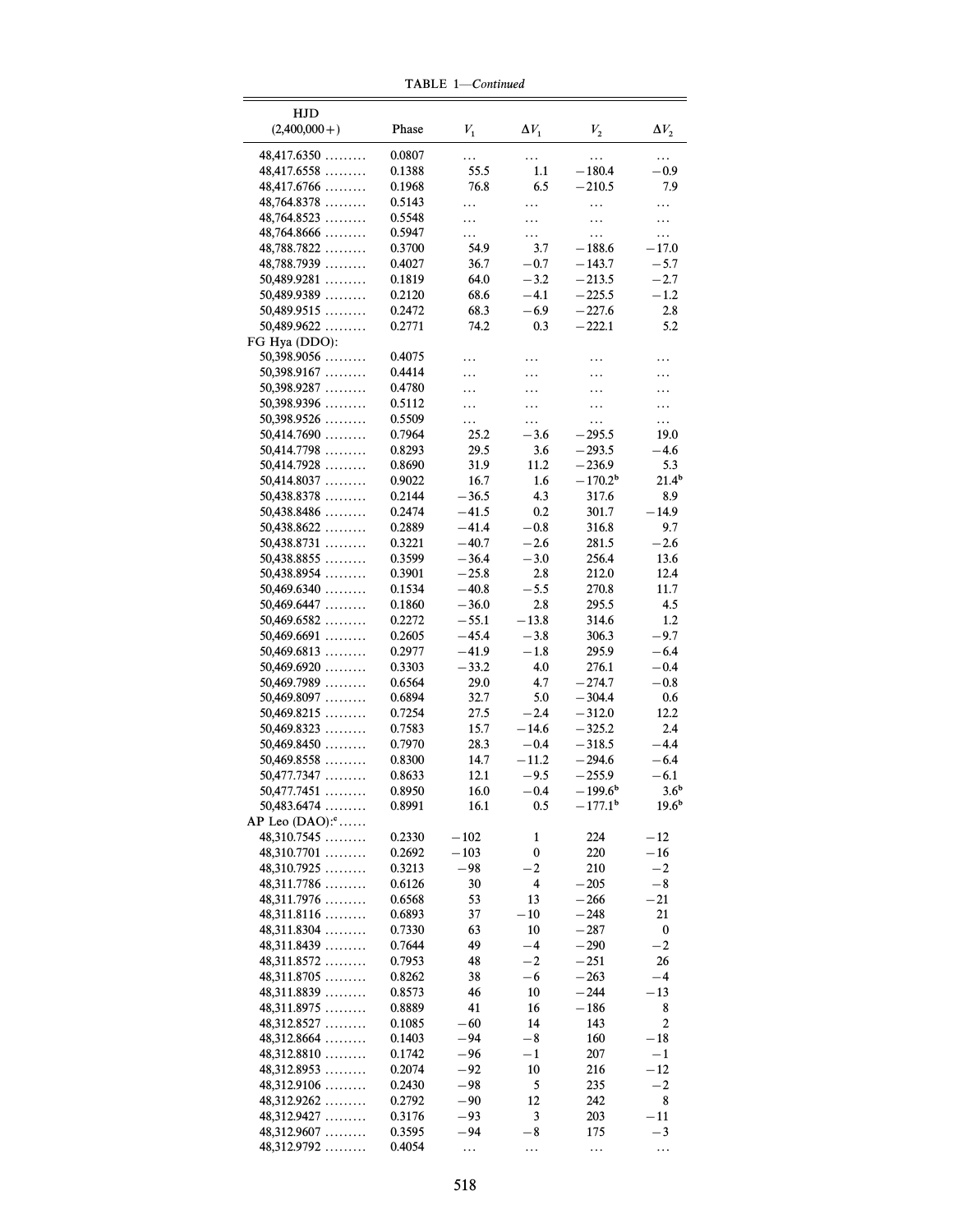TABLE 1—*Continued*

| HJD (2,400,000+) | Phase | $V_1$ | $\Delta V_1$ | $V_2$ | $\Delta V_2$ |
|---|---|---|---|---|---|
| 48,417.6350 ......... | 0.0807 | ... | ... | ... | ... |
| 48,417.6558 ......... | 0.1388 | 55.5 | 1.1 | −180.4 | −0.9 |
| 48,417.6766 ......... | 0.1968 | 76.8 | 6.5 | −210.5 | 7.9 |
| 48,764.8378 ......... | 0.5143 | ... | ... | ... | ... |
| 48,764.8523 ......... | 0.5548 | ... | ... | ... | ... |
| 48,764.8666 ......... | 0.5947 | ... | ... | ... | ... |
| 48,788.7822 ......... | 0.3700 | 54.9 | 3.7 | −188.6 | −17.0 |
| 48,788.7939 ......... | 0.4027 | 36.7 | −0.7 | −143.7 | −5.7 |
| 50,489.9281 ......... | 0.1819 | 64.0 | −3.2 | −213.5 | −2.7 |
| 50,489.9389 ......... | 0.2120 | 68.6 | −4.1 | −225.5 | −1.2 |
| 50,489.9515 ......... | 0.2472 | 68.3 | −6.9 | −227.6 | 2.8 |
| 50,489.9622 ......... | 0.2771 | 74.2 | 0.3 | −222.1 | 5.2 |
| FG Hya (DDO): | | | | | |
| 50,398.9056 ......... | 0.4075 | ... | ... | ... | ... |
| 50,398.9167 ......... | 0.4414 | ... | ... | ... | ... |
| 50,398.9287 ......... | 0.4780 | ... | ... | ... | ... |
| 50,398.9396 ......... | 0.5112 | ... | ... | ... | ... |
| 50,398.9526 ......... | 0.5509 | ... | ... | ... | ... |
| 50,414.7690 ......... | 0.7964 | 25.2 | −3.6 | −295.5 | 19.0 |
| 50,414.7798 ......... | 0.8293 | 29.5 | 3.6 | −293.5 | −4.6 |
| 50,414.7928 ......... | 0.8690 | 31.9 | 11.2 | −236.9 | 5.3 |
| 50,414.8037 ......... | 0.9022 | 16.7 | 1.6 | −170.2[b] | 21.4[b] |
| 50,438.8378 ......... | 0.2144 | −36.5 | 4.3 | 317.6 | 8.9 |
| 50,438.8486 ......... | 0.2474 | −41.5 | 0.2 | 301.7 | −14.9 |
| 50,438.8622 ......... | 0.2889 | −41.4 | −0.8 | 316.8 | 9.7 |
| 50,438.8731 ......... | 0.3221 | −40.7 | −2.6 | 281.5 | −2.6 |
| 50,438.8855 ......... | 0.3599 | −36.4 | −3.0 | 256.4 | 13.6 |
| 50,438.8954 ......... | 0.3901 | −25.8 | 2.8 | 212.0 | 12.4 |
| 50,469.6340 ......... | 0.1534 | −40.8 | −5.5 | 270.8 | 11.7 |
| 50,469.6447 ......... | 0.1860 | −36.0 | 2.8 | 295.5 | 4.5 |
| 50,469.6582 ......... | 0.2272 | −55.1 | −13.8 | 314.6 | 1.2 |
| 50,469.6691 ......... | 0.2605 | −45.4 | −3.8 | 306.3 | −9.7 |
| 50,469.6813 ......... | 0.2977 | −41.9 | −1.8 | 295.9 | −6.4 |
| 50,469.6920 ......... | 0.3303 | −33.2 | 4.0 | 276.1 | −0.4 |
| 50,469.7989 ......... | 0.6564 | 29.0 | 4.7 | −274.7 | −0.8 |
| 50,469.8097 ......... | 0.6894 | 32.7 | 5.0 | −304.4 | 0.6 |
| 50,469.8215 ......... | 0.7254 | 27.5 | −2.4 | −312.0 | 12.2 |
| 50,469.8323 ......... | 0.7583 | 15.7 | −14.6 | −325.2 | 2.4 |
| 50,469.8450 ......... | 0.7970 | 28.3 | −0.4 | −318.5 | −4.4 |
| 50,469.8558 ......... | 0.8300 | 14.7 | −11.2 | −294.6 | −6.4 |
| 50,477.7347 ......... | 0.8633 | 12.1 | −9.5 | −255.9 | −6.1 |
| 50,477.7451 ......... | 0.8950 | 16.0 | −0.4 | −199.6[b] | 3.6[b] |
| 50,483.6474 ......... | 0.8991 | 16.1 | 0.5 | −177.1[b] | 19.6[b] |
| AP Leo (DAO):[c] ...... | | | | | |
| 48,310.7545 ......... | 0.2330 | −102 | 1 | 224 | −12 |
| 48,310.7701 ......... | 0.2692 | −103 | 0 | 220 | −16 |
| 48,310.7925 ......... | 0.3213 | −98 | −2 | 210 | −2 |
| 48,311.7786 ......... | 0.6126 | 30 | 4 | −205 | −8 |
| 48,311.7976 ......... | 0.6568 | 53 | 13 | −266 | −21 |
| 48,311.8116 ......... | 0.6893 | 37 | −10 | −248 | 21 |
| 48,311.8304 ......... | 0.7330 | 63 | 10 | −287 | 0 |
| 48,311.8439 ......... | 0.7644 | 49 | −4 | −290 | −2 |
| 48,311.8572 ......... | 0.7953 | 48 | −2 | −251 | 26 |
| 48,311.8705 ......... | 0.8262 | 38 | −6 | −263 | −4 |
| 48,311.8839 ......... | 0.8573 | 46 | 10 | −244 | −13 |
| 48,311.8975 ......... | 0.8889 | 41 | 16 | −186 | 8 |
| 48,312.8527 ......... | 0.1085 | −60 | 14 | 143 | 2 |
| 48,312.8664 ......... | 0.1403 | −94 | −8 | 160 | −18 |
| 48,312.8810 ......... | 0.1742 | −96 | −1 | 207 | −1 |
| 48,312.8953 ......... | 0.2074 | −92 | 10 | 216 | −12 |
| 48,312.9106 ......... | 0.2430 | −98 | 5 | 235 | −2 |
| 48,312.9262 ......... | 0.2792 | −90 | 12 | 242 | 8 |
| 48,312.9427 ......... | 0.3176 | −93 | 3 | 203 | −11 |
| 48,312.9607 ......... | 0.3595 | −94 | −8 | 175 | −3 |
| 48,312.9792 ......... | 0.4054 | ... | ... | ... | ... |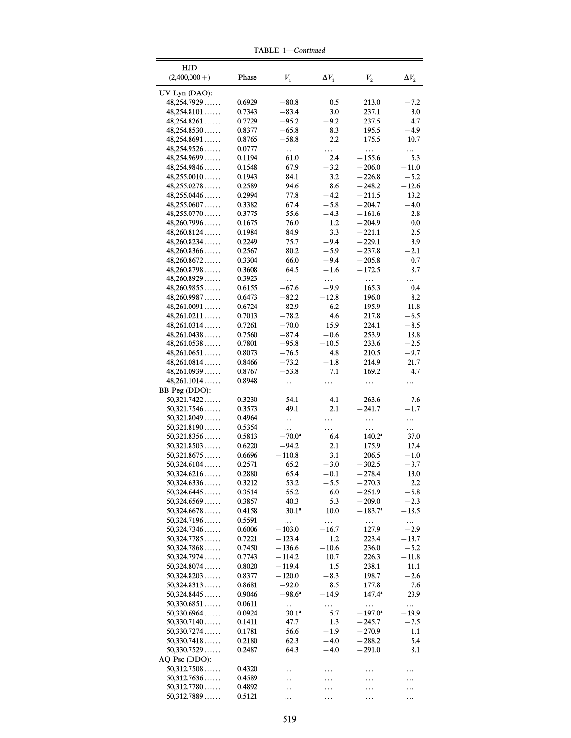TABLE 1—*Continued*

| HJD (2,400,000+) | Phase | $V_1$ | $\Delta V_1$ | $V_2$ | $\Delta V_2$ |
|---|---|---|---|---|---|
| UV Lyn (DAO): | | | | | |
| 48,254.7929...... | 0.6929 | −80.8 | 0.5 | 213.0 | −7.2 |
| 48,254.8101...... | 0.7343 | −83.4 | 3.0 | 237.1 | 3.0 |
| 48,254.8261...... | 0.7729 | −95.2 | −9.2 | 237.5 | 4.7 |
| 48,254.8530...... | 0.8377 | −65.8 | 8.3 | 195.5 | −4.9 |
| 48,254.8691...... | 0.8765 | −58.8 | 2.2 | 175.5 | 10.7 |
| 48,254.9526...... | 0.0777 | ... | ... | ... | ... |
| 48,254.9699...... | 0.1194 | 61.0 | 2.4 | −155.6 | 5.3 |
| 48,254.9846...... | 0.1548 | 67.9 | −3.2 | −206.0 | −11.0 |
| 48,255.0010...... | 0.1943 | 84.1 | 3.2 | −226.8 | −5.2 |
| 48,255.0278...... | 0.2589 | 94.6 | 8.6 | −248.2 | −12.6 |
| 48,255.0446...... | 0.2994 | 77.8 | −4.2 | −211.5 | 13.2 |
| 48,255.0607...... | 0.3382 | 67.4 | −5.8 | −204.7 | −4.0 |
| 48,255.0770...... | 0.3775 | 55.6 | −4.3 | −161.6 | 2.8 |
| 48,260.7996...... | 0.1675 | 76.0 | 1.2 | −204.9 | 0.0 |
| 48,260.8124...... | 0.1984 | 84.9 | 3.3 | −221.1 | 2.5 |
| 48,260.8234...... | 0.2249 | 75.7 | −9.4 | −229.1 | 3.9 |
| 48,260.8366...... | 0.2567 | 80.2 | −5.9 | −237.8 | −2.1 |
| 48,260.8672...... | 0.3304 | 66.0 | −9.4 | −205.8 | 0.7 |
| 48,260.8798...... | 0.3608 | 64.5 | −1.6 | −172.5 | 8.7 |
| 48,260.8929...... | 0.3923 | ... | ... | ... | ... |
| 48,260.9855...... | 0.6155 | −67.6 | −9.9 | 165.3 | 0.4 |
| 48,260.9987...... | 0.6473 | −82.2 | −12.8 | 196.0 | 8.2 |
| 48,261.0091...... | 0.6724 | −82.9 | −6.2 | 195.9 | −11.8 |
| 48,261.0211...... | 0.7013 | −78.2 | 4.6 | 217.8 | −6.5 |
| 48,261.0314...... | 0.7261 | −70.0 | 15.9 | 224.1 | −8.5 |
| 48,261.0438...... | 0.7560 | −87.4 | −0.6 | 253.9 | 18.8 |
| 48,261.0538...... | 0.7801 | −95.8 | −10.5 | 233.6 | −2.5 |
| 48,261.0651...... | 0.8073 | −76.5 | 4.8 | 210.5 | −9.7 |
| 48,261.0814...... | 0.8466 | −73.2 | −1.8 | 214.9 | 21.7 |
| 48,261.0939...... | 0.8767 | −53.8 | 7.1 | 169.2 | 4.7 |
| 48,261.1014...... | 0.8948 | ... | ... | ... | ... |
| BB Peg (DDO): | | | | | |
| 50,321.7422...... | 0.3230 | 54.1 | −4.1 | −263.6 | 7.6 |
| 50,321.7546...... | 0.3573 | 49.1 | 2.1 | −241.7 | −1.7 |
| 50,321.8049...... | 0.4964 | ... | ... | ... | ... |
| 50,321.8190...... | 0.5354 | ... | ... | ... | ... |
| 50,321.8356...... | 0.5813 | −70.0[a] | 6.4 | 140.2[a] | 37.0 |
| 50,321.8503...... | 0.6220 | −94.2 | 2.1 | 175.9 | 17.4 |
| 50,321.8675...... | 0.6696 | −110.8 | 3.1 | 206.5 | −1.0 |
| 50,324.6104...... | 0.2571 | 65.2 | −3.0 | −302.5 | −3.7 |
| 50,324.6216...... | 0.2880 | 65.4 | −0.1 | −278.4 | 13.0 |
| 50,324.6336...... | 0.3212 | 53.2 | −5.5 | −270.3 | 2.2 |
| 50,324.6445...... | 0.3514 | 55.2 | 6.0 | −251.9 | −5.8 |
| 50,324.6569...... | 0.3857 | 40.3 | 5.3 | −209.0 | −2.3 |
| 50,324.6678...... | 0.4158 | 30.1[a] | 10.0 | −183.7[a] | −18.5 |
| 50,324.7196...... | 0.5591 | ... | ... | ... | ... |
| 50,324.7346...... | 0.6006 | −103.0 | −16.7 | 127.9 | −2.9 |
| 50,324.7785...... | 0.7221 | −123.4 | 1.2 | 223.4 | −13.7 |
| 50,324.7868...... | 0.7450 | −136.6 | −10.6 | 236.0 | −5.2 |
| 50,324.7974...... | 0.7743 | −114.2 | 10.7 | 226.3 | −11.8 |
| 50,324.8074...... | 0.8020 | −119.4 | 1.5 | 238.1 | 11.1 |
| 50,324.8203...... | 0.8377 | −120.0 | −8.3 | 198.7 | −2.6 |
| 50,324.8313...... | 0.8681 | −92.0 | 8.5 | 177.8 | 7.6 |
| 50,324.8445...... | 0.9046 | −98.6[a] | −14.9 | 147.4[a] | 23.9 |
| 50,330.6851...... | 0.0611 | ... | ... | ... | ... |
| 50,330.6964...... | 0.0924 | 30.1[a] | 5.7 | −197.0[a] | −19.9 |
| 50,330.7140...... | 0.1411 | 47.7 | 1.3 | −245.7 | −7.5 |
| 50,330.7274...... | 0.1781 | 56.6 | −1.9 | −270.9 | 1.1 |
| 50,330.7418...... | 0.2180 | 62.3 | −4.0 | −288.2 | 5.4 |
| 50,330.7529...... | 0.2487 | 64.3 | −4.0 | −291.0 | 8.1 |
| AQ Psc (DDO): | | | | | |
| 50,312.7508...... | 0.4320 | ... | ... | ... | ... |
| 50,312.7636...... | 0.4589 | ... | ... | ... | ... |
| 50,312.7780...... | 0.4892 | ... | ... | ... | ... |
| 50,312.7889...... | 0.5121 | ... | ... | ... | ... |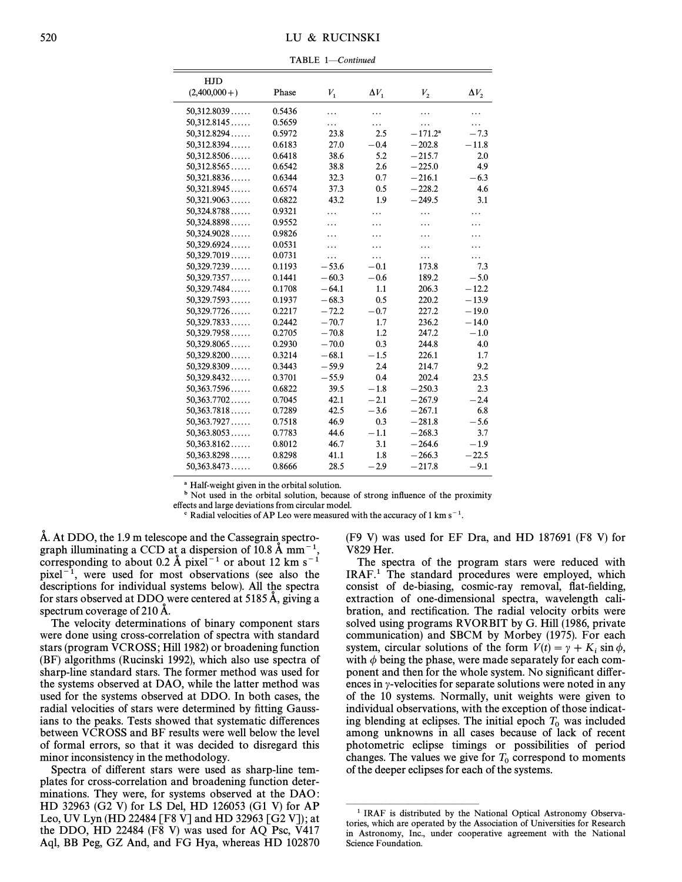TABLE 1—*Continued*

| HJD (2,400,000+) | Phase | $V_1$ | $\Delta V_1$ | $V_2$ | $\Delta V_2$ |
|---|---|---|---|---|---|
| 50,312.8039...... | 0.5436 | ... | ... | ... | ... |
| 50,312.8145...... | 0.5659 | ... | ... | ... | ... |
| 50,312.8294...... | 0.5972 | 23.8 | 2.5 | −171.2[a] | −7.3 |
| 50,312.8394...... | 0.6183 | 27.0 | −0.4 | −202.8 | −11.8 |
| 50,312.8506...... | 0.6418 | 38.6 | 5.2 | −215.7 | 2.0 |
| 50,312.8565...... | 0.6542 | 38.8 | 2.6 | −225.0 | 4.9 |
| 50,321.8836...... | 0.6344 | 32.3 | 0.7 | −216.1 | −6.3 |
| 50,321.8945...... | 0.6574 | 37.3 | 0.5 | −228.2 | 4.6 |
| 50,321.9063...... | 0.6822 | 43.2 | 1.9 | −249.5 | 3.1 |
| 50,324.8788...... | 0.9321 | ... | ... | ... | ... |
| 50,324.8898...... | 0.9552 | ... | ... | ... | ... |
| 50,324.9028...... | 0.9826 | ... | ... | ... | ... |
| 50,329.6924...... | 0.0531 | ... | ... | ... | ... |
| 50,329.7019...... | 0.0731 | ... | ... | ... | ... |
| 50,329.7239...... | 0.1193 | −53.6 | −0.1 | 173.8 | 7.3 |
| 50,329.7357...... | 0.1441 | −60.3 | −0.6 | 189.2 | −5.0 |
| 50,329.7484...... | 0.1708 | −64.1 | 1.1 | 206.3 | −12.2 |
| 50,329.7593...... | 0.1937 | −68.3 | 0.5 | 220.2 | −13.9 |
| 50,329.7726...... | 0.2217 | −72.2 | −0.7 | 227.2 | −19.0 |
| 50,329.7833...... | 0.2442 | −70.7 | 1.7 | 236.2 | −14.0 |
| 50,329.7958...... | 0.2705 | −70.8 | 1.2 | 247.2 | −1.0 |
| 50,329.8065...... | 0.2930 | −70.0 | 0.3 | 244.8 | 4.0 |
| 50,329.8200...... | 0.3214 | −68.1 | −1.5 | 226.1 | 1.7 |
| 50,329.8309...... | 0.3443 | −59.9 | 2.4 | 214.7 | 9.2 |
| 50,329.8432...... | 0.3701 | −55.9 | 0.4 | 202.4 | 23.5 |
| 50,363.7596...... | 0.6822 | 39.5 | −1.8 | −250.3 | 2.3 |
| 50,363.7702...... | 0.7045 | 42.1 | −2.1 | −267.9 | −2.4 |
| 50,363.7818...... | 0.7289 | 42.5 | −3.6 | −267.1 | 6.8 |
| 50,363.7927...... | 0.7518 | 46.9 | 0.3 | −281.8 | −5.6 |
| 50,363.8053...... | 0.7783 | 44.6 | −1.1 | −268.3 | 3.7 |
| 50,363.8162...... | 0.8012 | 46.7 | 3.1 | −264.6 | −1.9 |
| 50,363.8298...... | 0.8298 | 41.1 | 1.8 | −266.3 | −22.5 |
| 50,363.8473...... | 0.8666 | 28.5 | −2.9 | −217.8 | −9.1 |

[a] Half-weight given in the orbital solution.

[b] Not used in the orbital solution, because of strong influence of the proximity effects and large deviations from circular model.

[c] Radial velocities of AP Leo were measured with the accuracy of 1 km s$^{-1}$.

Å. At DDO, the 1.9 m telescope and the Cassegrain spectrograph illuminating a CCD at a dispersion of 10.8 Å mm$^{-1}$, corresponding to about 0.2 Å pixel$^{-1}$ or about 12 km s$^{-1}$ pixel$^{-1}$, were used for most observations (see also the descriptions for individual systems below). All the spectra for stars observed at DDO were centered at 5185 Å, giving a spectrum coverage of 210 Å.

The velocity determinations of binary component stars were done using cross-correlation of spectra with standard stars (program VCROSS; Hill 1982) or broadening function (BF) algorithms (Rucinski 1992), which also use spectra of sharp-line standard stars. The former method was used for the systems observed at DAO, while the latter method was used for the systems observed at DDO. In both cases, the radial velocities of stars were determined by fitting Gaussians to the peaks. Tests showed that systematic differences between VCROSS and BF results were well below the level of formal errors, so that it was decided to disregard this minor inconsistency in the methodology.

Spectra of different stars were used as sharp-line templates for cross-correlation and broadening function determinations. They were, for systems observed at the DAO: HD 32963 (G2 V) for LS Del, HD 126053 (G1 V) for AP Leo, UV Lyn (HD 22484 [F8 V] and HD 32963 [G2 V]); at the DDO, HD 22484 (F8 V) was used for AQ Psc, V417 Aql, BB Peg, GZ And, and FG Hya, whereas HD 102870 (F9 V) was used for EF Dra, and HD 187691 (F8 V) for V829 Her.

The spectra of the program stars were reduced with IRAF.[1] The standard procedures were employed, which consist of de-biasing, cosmic-ray removal, flat-fielding, extraction of one-dimensional spectra, wavelength calibration, and rectification. The radial velocity orbits were solved using programs RVORBIT by G. Hill (1986, private communication) and SBCM by Morbey (1975). For each system, circular solutions of the form $V(t) = \gamma + K_i \sin \phi$, with $\phi$ being the phase, were made separately for each component and then for the whole system. No significant differences in $\gamma$-velocities for separate solutions were noted in any of the 10 systems. Normally, unit weights were given to individual observations, with the exception of those indicating blending at eclipses. The initial epoch $T_0$ was included among unknowns in all cases because of lack of recent photometric eclipse timings or possibilities of period changes. The values we give for $T_0$ correspond to moments of the deeper eclipses for each of the systems.

[1] IRAF is distributed by the National Optical Astronomy Observatories, which are operated by the Association of Universities for Research in Astronomy, Inc., under cooperative agreement with the National Science Foundation.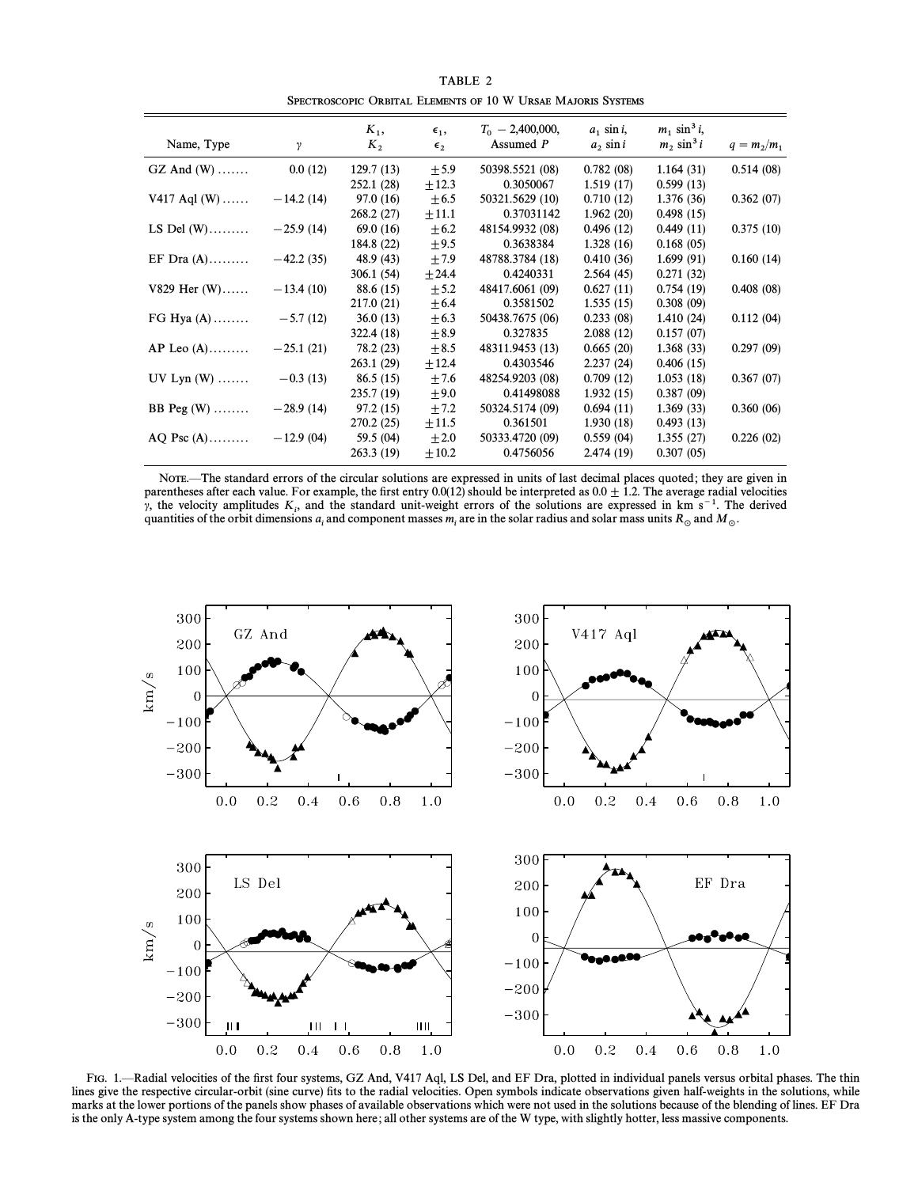TABLE 2

Spectroscopic Orbital Elements of 10 W Ursae Majoris Systems

| Name, Type | $\gamma$ | $K_1$, $K_2$ | $\epsilon_1$, $\epsilon_2$ | $T_0$ − 2,400,000, Assumed $P$ | $a_1 \sin i$, $a_2 \sin i$ | $m_1 \sin^3 i$, $m_2 \sin^3 i$ | $q = m_2/m_1$ |
|---|---|---|---|---|---|---|---|
| GZ And (W) ....... | 0.0 (12) | 129.7 (13) | ±5.9 | 50398.5521 (08) | 0.782 (08) | 1.164 (31) | 0.514 (08) |
| | | 252.1 (28) | ±12.3 | 0.3050067 | 1.519 (17) | 0.599 (13) | |
| V417 Aql (W) ...... | −14.2 (14) | 97.0 (16) | ±6.5 | 50321.5629 (10) | 0.710 (12) | 1.376 (36) | 0.362 (07) |
| | | 268.2 (27) | ±11.1 | 0.37031142 | 1.962 (20) | 0.498 (15) | |
| LS Del (W)......... | −25.9 (14) | 69.0 (16) | ±6.2 | 48154.9932 (08) | 0.496 (12) | 0.449 (11) | 0.375 (10) |
| | | 184.8 (22) | ±9.5 | 0.3638384 | 1.328 (16) | 0.168 (05) | |
| EF Dra (A)......... | −42.2 (35) | 48.9 (43) | ±7.9 | 48788.3784 (18) | 0.410 (36) | 1.699 (91) | 0.160 (14) |
| | | 306.1 (54) | ±24.4 | 0.4240331 | 2.564 (45) | 0.271 (32) | |
| V829 Her (W)...... | −13.4 (10) | 88.6 (15) | ±5.2 | 48417.6061 (09) | 0.627 (11) | 0.754 (19) | 0.408 (08) |
| | | 217.0 (21) | ±6.4 | 0.3581502 | 1.535 (15) | 0.308 (09) | |
| FG Hya (A) ........ | −5.7 (12) | 36.0 (13) | ±6.3 | 50438.7675 (06) | 0.233 (08) | 1.410 (24) | 0.112 (04) |
| | | 322.4 (18) | ±8.9 | 0.327835 | 2.088 (12) | 0.157 (07) | |
| AP Leo (A)......... | −25.1 (21) | 78.2 (23) | ±8.5 | 48311.9453 (13) | 0.665 (20) | 1.368 (33) | 0.297 (09) |
| | | 263.1 (29) | ±12.4 | 0.4303546 | 2.237 (24) | 0.406 (15) | |
| UV Lyn (W) ....... | −0.3 (13) | 86.5 (15) | ±7.6 | 48254.9203 (08) | 0.709 (12) | 1.053 (18) | 0.367 (07) |
| | | 235.7 (19) | ±9.0 | 0.41498088 | 1.932 (15) | 0.387 (09) | |
| BB Peg (W) ........ | −28.9 (14) | 97.2 (15) | ±7.2 | 50324.5174 (09) | 0.694 (11) | 1.369 (33) | 0.360 (06) |
| | | 270.2 (25) | ±11.5 | 0.361501 | 1.930 (18) | 0.493 (13) | |
| AQ Psc (A)......... | −12.9 (04) | 59.5 (04) | ±2.0 | 50333.4720 (09) | 0.559 (04) | 1.355 (27) | 0.226 (02) |
| | | 263.3 (19) | ±10.2 | 0.4756056 | 2.474 (19) | 0.307 (05) | |

Note.—The standard errors of the circular solutions are expressed in units of last decimal places quoted; they are given in parentheses after each value. For example, the first entry 0.0(12) should be interpreted as 0.0 ± 1.2. The average radial velocities $\gamma$, the velocity amplitudes $K_i$, and the standard unit-weight errors of the solutions are expressed in km s$^{-1}$. The derived quantities of the orbit dimensions $a_i$ and component masses $m_i$ are in the solar radius and solar mass units $R_\odot$ and $M_\odot$.

Fig. 1.—Radial velocities of the first four systems, GZ And, V417 Aql, LS Del, and EF Dra, plotted in individual panels versus orbital phases. The thin lines give the respective circular-orbit (sine curve) fits to the radial velocities. Open symbols indicate observations given half-weights in the solutions, while marks at the lower portions of the panels show phases of available observations which were not used in the solutions because of the blending of lines. EF Dra is the only A-type system among the four systems shown here; all other systems are of the W type, with slightly hotter, less massive components.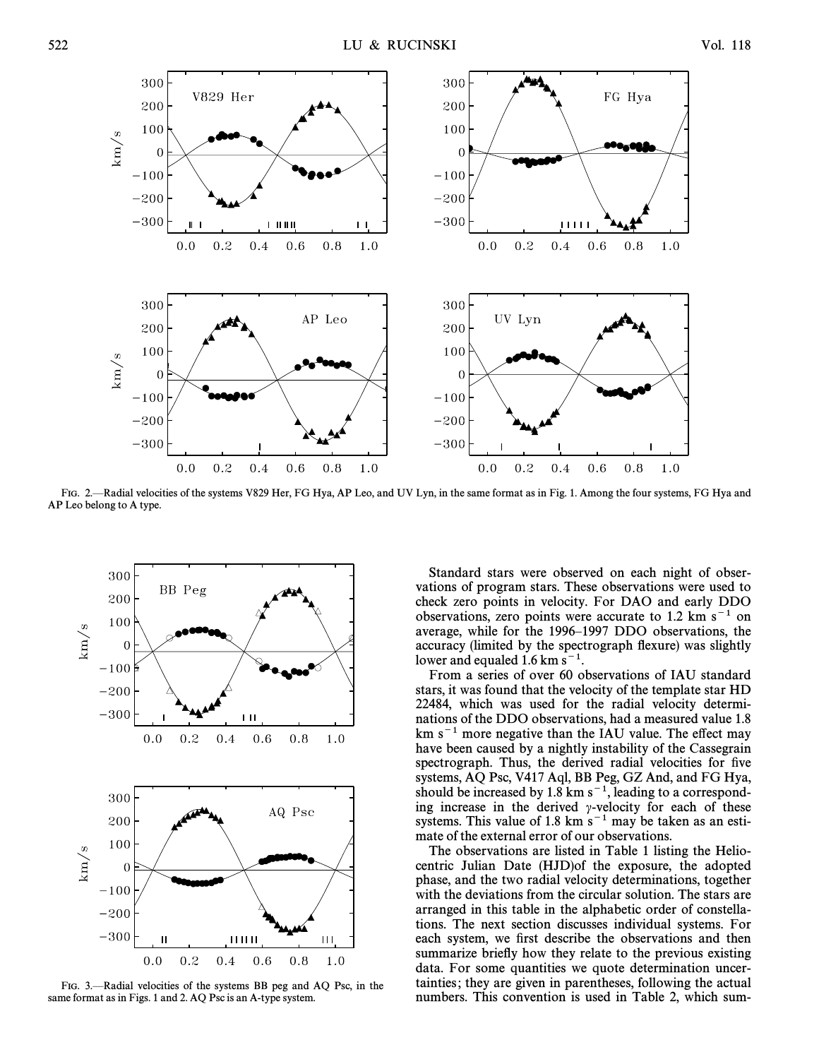FIG. 2.—Radial velocities of the systems V829 Her, FG Hya, AP Leo, and UV Lyn, in the same format as in Fig. 1. Among the four systems, FG Hya and AP Leo belong to A type.

FIG. 3.—Radial velocities of the systems BB peg and AQ Psc, in the same format as in Figs. 1 and 2. AQ Psc is an A-type system.

Standard stars were observed on each night of observations of program stars. These observations were used to check zero points in velocity. For DAO and early DDO observations, zero points were accurate to 1.2 km s$^{-1}$ on average, while for the 1996–1997 DDO observations, the accuracy (limited by the spectrograph flexure) was slightly lower and equaled 1.6 km s$^{-1}$.

From a series of over 60 observations of IAU standard stars, it was found that the velocity of the template star HD 22484, which was used for the radial velocity determinations of the DDO observations, had a measured value 1.8 km s$^{-1}$ more negative than the IAU value. The effect may have been caused by a nightly instability of the Cassegrain spectrograph. Thus, the derived radial velocities for five systems, AQ Psc, V417 Aql, BB Peg, GZ And, and FG Hya, should be increased by 1.8 km s$^{-1}$, leading to a corresponding increase in the derived $\gamma$-velocity for each of these systems. This value of 1.8 km s$^{-1}$ may be taken as an estimate of the external error of our observations.

The observations are listed in Table 1 listing the Heliocentric Julian Date (HJD)of the exposure, the adopted phase, and the two radial velocity determinations, together with the deviations from the circular solution. The stars are arranged in this table in the alphabetic order of constellations. The next section discusses individual systems. For each system, we first describe the observations and then summarize briefly how they relate to the previous existing data. For some quantities we quote determination uncertainties; they are given in parentheses, following the actual numbers. This convention is used in Table 2, which sum-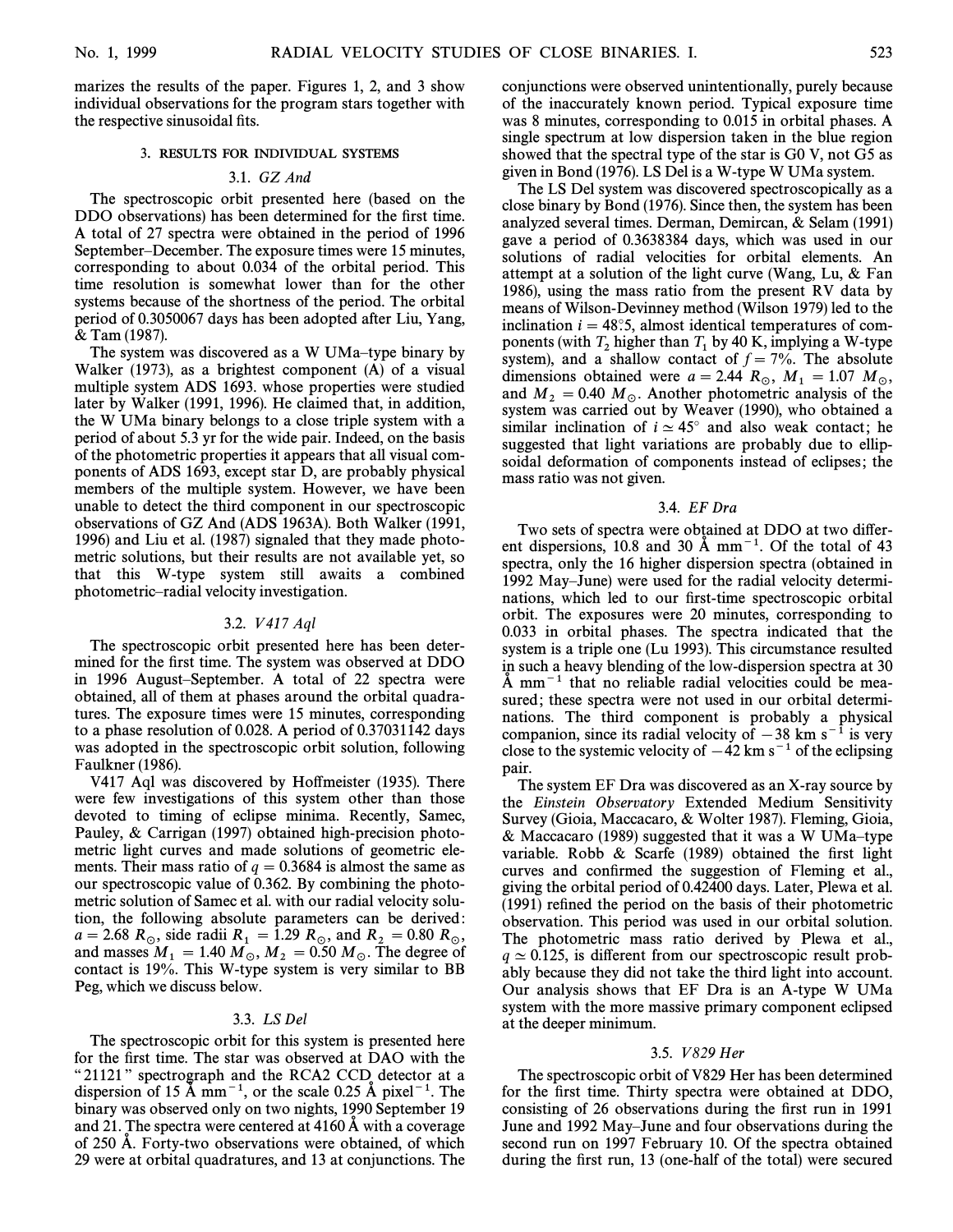marizes the results of the paper. Figures 1, 2, and 3 show individual observations for the program stars together with the respective sinusoidal fits.

## 3. RESULTS FOR INDIVIDUAL SYSTEMS

### 3.1. *GZ And*

The spectroscopic orbit presented here (based on the DDO observations) has been determined for the first time. A total of 27 spectra were obtained in the period of 1996 September–December. The exposure times were 15 minutes, corresponding to about 0.034 of the orbital period. This time resolution is somewhat lower than for the other systems because of the shortness of the period. The orbital period of 0.3050067 days has been adopted after Liu, Yang, & Tam (1987).

The system was discovered as a W UMa–type binary by Walker (1973), as a brightest component (A) of a visual multiple system ADS 1693. whose properties were studied later by Walker (1991, 1996). He claimed that, in addition, the W UMa binary belongs to a close triple system with a period of about 5.3 yr for the wide pair. Indeed, on the basis of the photometric properties it appears that all visual components of ADS 1693, except star D, are probably physical members of the multiple system. However, we have been unable to detect the third component in our spectroscopic observations of GZ And (ADS 1963A). Both Walker (1991, 1996) and Liu et al. (1987) signaled that they made photometric solutions, but their results are not available yet, so that this W-type system still awaits a combined photometric–radial velocity investigation.

### 3.2. *V417 Aql*

The spectroscopic orbit presented here has been determined for the first time. The system was observed at DDO in 1996 August–September. A total of 22 spectra were obtained, all of them at phases around the orbital quadratures. The exposure times were 15 minutes, corresponding to a phase resolution of 0.028. A period of 0.37031142 days was adopted in the spectroscopic orbit solution, following Faulkner (1986).

V417 Aql was discovered by Hoffmeister (1935). There were few investigations of this system other than those devoted to timing of eclipse minima. Recently, Samec, Pauley, & Carrigan (1997) obtained high-precision photometric light curves and made solutions of geometric elements. Their mass ratio of $q = 0.3684$ is almost the same as our spectroscopic value of 0.362. By combining the photometric solution of Samec et al. with our radial velocity solution, the following absolute parameters can be derived: $a = 2.68\ R_\odot$, side radii $R_1 = 1.29\ R_\odot$, and $R_2 = 0.80\ R_\odot$, and masses $M_1 = 1.40\ M_\odot$, $M_2 = 0.50\ M_\odot$. The degree of contact is 19%. This W-type system is very similar to BB Peg, which we discuss below.

### 3.3. *LS Del*

The spectroscopic orbit for this system is presented here for the first time. The star was observed at DAO with the "21121" spectrograph and the RCA2 CCD detector at a dispersion of 15 Å mm$^{-1}$, or the scale 0.25 Å pixel$^{-1}$. The binary was observed only on two nights, 1990 September 19 and 21. The spectra were centered at 4160 Å with a coverage of 250 Å. Forty-two observations were obtained, of which 29 were at orbital quadratures, and 13 at conjunctions. The conjunctions were observed unintentionally, purely because of the inaccurately known period. Typical exposure time was 8 minutes, corresponding to 0.015 in orbital phases. A single spectrum at low dispersion taken in the blue region showed that the spectral type of the star is G0 V, not G5 as given in Bond (1976). LS Del is a W-type W UMa system.

The LS Del system was discovered spectroscopically as a close binary by Bond (1976). Since then, the system has been analyzed several times. Derman, Demircan, & Selam (1991) gave a period of 0.3638384 days, which was used in our solutions of radial velocities for orbital elements. An attempt at a solution of the light curve (Wang, Lu, & Fan 1986), using the mass ratio from the present RV data by means of Wilson-Devinney method (Wilson 1979) led to the inclination $i = 48^\circ\!.5$, almost identical temperatures of components (with $T_2$ higher than $T_1$ by 40 K, implying a W-type system), and a shallow contact of $f = 7\%$. The absolute dimensions obtained were $a = 2.44\ R_\odot$, $M_1 = 1.07\ M_\odot$, and $M_2 = 0.40\ M_\odot$. Another photometric analysis of the system was carried out by Weaver (1990), who obtained a similar inclination of $i \simeq 45^\circ$ and also weak contact; he suggested that light variations are probably due to ellipsoidal deformation of components instead of eclipses; the mass ratio was not given.

### 3.4. *EF Dra*

Two sets of spectra were obtained at DDO at two different dispersions, 10.8 and 30 Å mm$^{-1}$. Of the total of 43 spectra, only the 16 higher dispersion spectra (obtained in 1992 May–June) were used for the radial velocity determinations, which led to our first-time spectroscopic orbital orbit. The exposures were 20 minutes, corresponding to 0.033 in orbital phases. The spectra indicated that the system is a triple one (Lu 1993). This circumstance resulted in such a heavy blending of the low-dispersion spectra at 30 Å mm$^{-1}$ that no reliable radial velocities could be measured; these spectra were not used in our orbital determinations. The third component is probably a physical companion, since its radial velocity of $-38$ km s$^{-1}$ is very close to the systemic velocity of $-42$ km s$^{-1}$ of the eclipsing pair.

The system EF Dra was discovered as an X-ray source by the *Einstein Observatory* Extended Medium Sensitivity Survey (Gioia, Maccacaro, & Wolter 1987). Fleming, Gioia, & Maccacaro (1989) suggested that it was a W UMa–type variable. Robb & Scarfe (1989) obtained the first light curves and confirmed the suggestion of Fleming et al., giving the orbital period of 0.42400 days. Later, Plewa et al. (1991) refined the period on the basis of their photometric observation. This period was used in our orbital solution. The photometric mass ratio derived by Plewa et al., $q \simeq 0.125$, is different from our spectroscopic result probably because they did not take the third light into account. Our analysis shows that EF Dra is an A-type W UMa system with the more massive primary component eclipsed at the deeper minimum.

### 3.5. *V829 Her*

The spectroscopic orbit of V829 Her has been determined for the first time. Thirty spectra were obtained at DDO, consisting of 26 observations during the first run in 1991 June and 1992 May–June and four observations during the second run on 1997 February 10. Of the spectra obtained during the first run, 13 (one-half of the total) were secured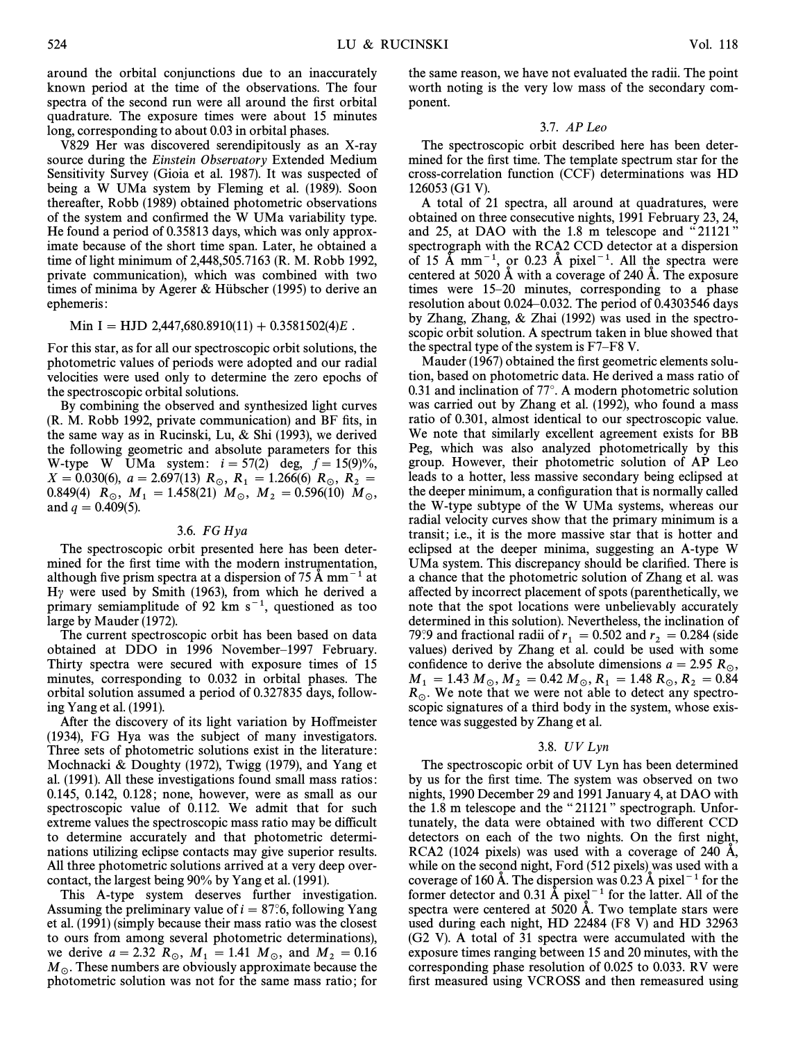around the orbital conjunctions due to an inaccurately known period at the time of the observations. The four spectra of the second run were all around the first orbital quadrature. The exposure times were about 15 minutes long, corresponding to about 0.03 in orbital phases.

V829 Her was discovered serendipitously as an X-ray source during the *Einstein Observatory* Extended Medium Sensitivity Survey (Gioia et al. 1987). It was suspected of being a W UMa system by Fleming et al. (1989). Soon thereafter, Robb (1989) obtained photometric observations of the system and confirmed the W UMa variability type. He found a period of 0.35813 days, which was only approximate because of the short time span. Later, he obtained a time of light minimum of 2,448,505.7163 (R. M. Robb 1992, private communication), which was combined with two times of minima by Agerer & Hübscher (1995) to derive an ephemeris:

$$\text{Min I} = \text{HJD } 2{,}447{,}680.8910(11) + 0.3581502(4)E .$$

For this star, as for all our spectroscopic orbit solutions, the photometric values of periods were adopted and our radial velocities were used only to determine the zero epochs of the spectroscopic orbital solutions.

By combining the observed and synthesized light curves (R. M. Robb 1992, private communication) and BF fits, in the same way as in Rucinski, Lu, & Shi (1993), we derived the following geometric and absolute parameters for this W-type W UMa system: $i = 57(2)$ deg, $f = 15(9)\%$, $X = 0.030(6)$, $a = 2.697(13)\ R_\odot$, $R_1 = 1.266(6)\ R_\odot$, $R_2 = 0.849(4)\ R_\odot$, $M_1 = 1.458(21)\ M_\odot$, $M_2 = 0.596(10)\ M_\odot$, and $q = 0.409(5)$.

### 3.6. *FG Hya*

The spectroscopic orbit presented here has been determined for the first time with the modern instrumentation, although five prism spectra at a dispersion of 75 Å mm$^{-1}$ at H$\gamma$ were used by Smith (1963), from which he derived a primary semiamplitude of 92 km s$^{-1}$, questioned as too large by Mauder (1972).

The current spectroscopic orbit has been based on data obtained at DDO in 1996 November–1997 February. Thirty spectra were secured with exposure times of 15 minutes, corresponding to 0.032 in orbital phases. The orbital solution assumed a period of 0.327835 days, following Yang et al. (1991).

After the discovery of its light variation by Hoffmeister (1934), FG Hya was the subject of many investigators. Three sets of photometric solutions exist in the literature: Mochnacki & Doughty (1972), Twigg (1979), and Yang et al. (1991). All these investigations found small mass ratios: 0.145, 0.142, 0.128; none, however, were as small as our spectroscopic value of 0.112. We admit that for such extreme values the spectroscopic mass ratio may be difficult to determine accurately and that photometric determinations utilizing eclipse contacts may give superior results. All three photometric solutions arrived at a very deep overcontact, the largest being 90% by Yang et al. (1991).

This A-type system deserves further investigation. Assuming the preliminary value of $i = 87^\circ\!.6$, following Yang et al. (1991) (simply because their mass ratio was the closest to ours from among several photometric determinations), we derive $a = 2.32\ R_\odot$, $M_1 = 1.41\ M_\odot$, and $M_2 = 0.16\ M_\odot$. These numbers are obviously approximate because the photometric solution was not for the same mass ratio; for the same reason, we have not evaluated the radii. The point worth noting is the very low mass of the secondary component.

### 3.7. *AP Leo*

The spectroscopic orbit described here has been determined for the first time. The template spectrum star for the cross-correlation function (CCF) determinations was HD 126053 (G1 V).

A total of 21 spectra, all around at quadratures, were obtained on three consecutive nights, 1991 February 23, 24, and 25, at DAO with the 1.8 m telescope and "21121" spectrograph with the RCA2 CCD detector at a dispersion of 15 Å mm$^{-1}$, or 0.23 Å pixel$^{-1}$. All the spectra were centered at 5020 Å with a coverage of 240 Å. The exposure times were 15–20 minutes, corresponding to a phase resolution about 0.024–0.032. The period of 0.4303546 days by Zhang, Zhang, & Zhai (1992) was used in the spectroscopic orbit solution. A spectrum taken in blue showed that the spectral type of the system is F7–F8 V.

Mauder (1967) obtained the first geometric elements solution, based on photometric data. He derived a mass ratio of 0.31 and inclination of 77°. A modern photometric solution was carried out by Zhang et al. (1992), who found a mass ratio of 0.301, almost identical to our spectroscopic value. We note that similarly excellent agreement exists for BB Peg, which was also analyzed photometrically by this group. However, their photometric solution of AP Leo leads to a hotter, less massive secondary being eclipsed at the deeper minimum, a configuration that is normally called the W-type subtype of the W UMa systems, whereas our radial velocity curves show that the primary minimum is a transit; i.e., it is the more massive star that is hotter and eclipsed at the deeper minima, suggesting an A-type W UMa system. This discrepancy should be clarified. There is a chance that the photometric solution of Zhang et al. was affected by incorrect placement of spots (parenthetically, we note that the spot locations were unbelievably accurately determined in this solution). Nevertheless, the inclination of $79^\circ\!.9$ and fractional radii of $r_1 = 0.502$ and $r_2 = 0.284$ (side values) derived by Zhang et al. could be used with some confidence to derive the absolute dimensions $a = 2.95\ R_\odot$, $M_1 = 1.43\ M_\odot$, $M_2 = 0.42\ M_\odot$, $R_1 = 1.48\ R_\odot$, $R_2 = 0.84\ R_\odot$. We note that we were not able to detect any spectroscopic signatures of a third body in the system, whose existence was suggested by Zhang et al.

### 3.8. *UV Lyn*

The spectroscopic orbit of UV Lyn has been determined by us for the first time. The system was observed on two nights, 1990 December 29 and 1991 January 4, at DAO with the 1.8 m telescope and the "21121" spectrograph. Unfortunately, the data were obtained with two different CCD detectors on each of the two nights. On the first night, RCA2 (1024 pixels) was used with a coverage of 240 Å, while on the second night, Ford (512 pixels) was used with a coverage of 160 Å. The dispersion was 0.23 Å pixel$^{-1}$ for the former detector and 0.31 Å pixel$^{-1}$ for the latter. All of the spectra were centered at 5020 Å. Two template stars were used during each night, HD 22484 (F8 V) and HD 32963 (G2 V). A total of 31 spectra were accumulated with the exposure times ranging between 15 and 20 minutes, with the corresponding phase resolution of 0.025 to 0.033. RV were first measured using VCROSS and then remeasured using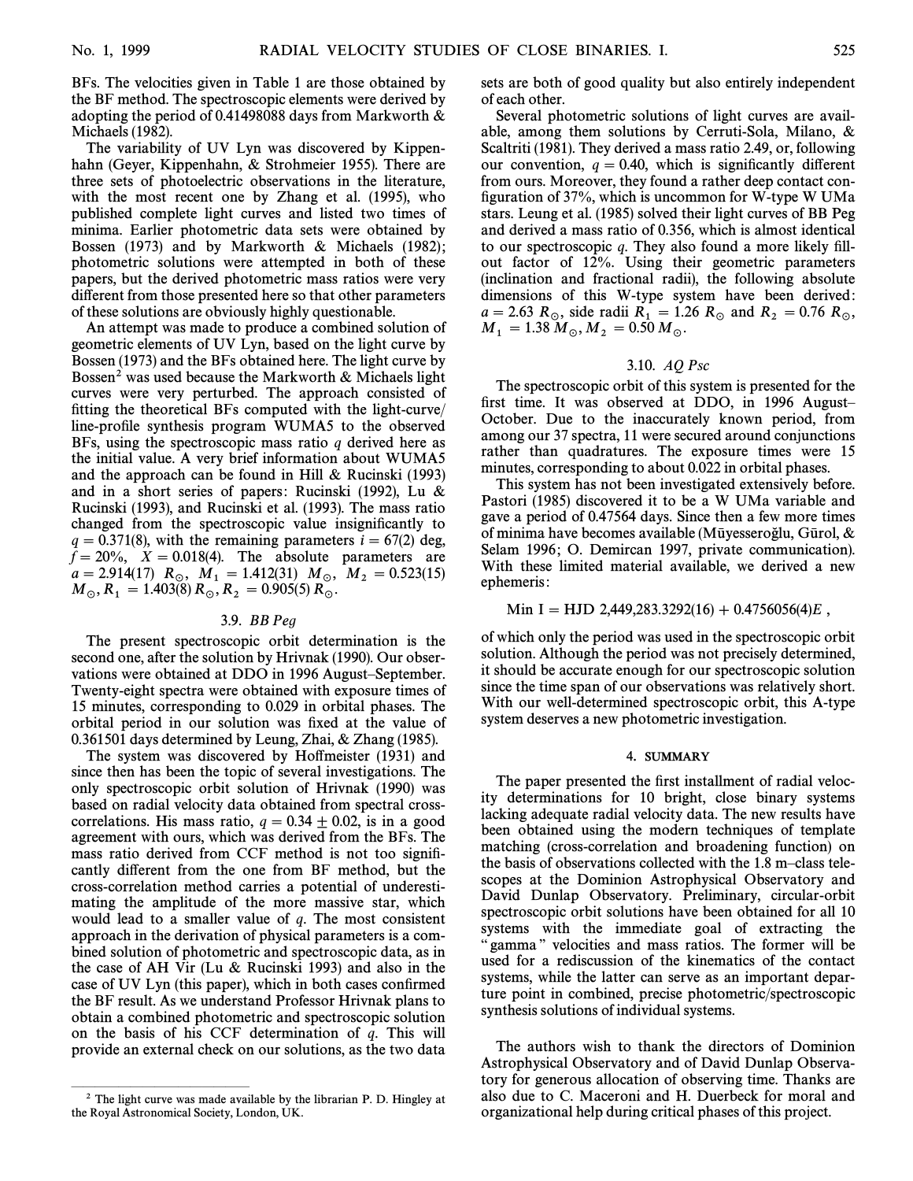BFs. The velocities given in Table 1 are those obtained by the BF method. The spectroscopic elements were derived by adopting the period of 0.41498088 days from Markworth & Michaels (1982).

The variability of UV Lyn was discovered by Kippenhahn (Geyer, Kippenhahn, & Strohmeier 1955). There are three sets of photoelectric observations in the literature, with the most recent one by Zhang et al. (1995), who published complete light curves and listed two times of minima. Earlier photometric data sets were obtained by Bossen (1973) and by Markworth & Michaels (1982); photometric solutions were attempted in both of these papers, but the derived photometric mass ratios were very different from those presented here so that other parameters of these solutions are obviously highly questionable.

An attempt was made to produce a combined solution of geometric elements of UV Lyn, based on the light curve by Bossen (1973) and the BFs obtained here. The light curve by Bossen[2] was used because the Markworth & Michaels light curves were very perturbed. The approach consisted of fitting the theoretical BFs computed with the light-curve/line-profile synthesis program WUMA5 to the observed BFs, using the spectroscopic mass ratio $q$ derived here as the initial value. A very brief information about WUMA5 and the approach can be found in Hill & Rucinski (1993) and in a short series of papers: Rucinski (1992), Lu & Rucinski (1993), and Rucinski et al. (1993). The mass ratio changed from the spectroscopic value insignificantly to $q = 0.371(8)$, with the remaining parameters $i = 67(2)$ deg, $f = 20\%$, $X = 0.018(4)$. The absolute parameters are $a = 2.914(17)\ R_\odot$, $M_1 = 1.412(31)\ M_\odot$, $M_2 = 0.523(15)\ M_\odot$, $R_1 = 1.403(8)\ R_\odot$, $R_2 = 0.905(5)\ R_\odot$.

### 3.9. *BB Peg*

The present spectroscopic orbit determination is the second one, after the solution by Hrivnak (1990). Our observations were obtained at DDO in 1996 August–September. Twenty-eight spectra were obtained with exposure times of 15 minutes, corresponding to 0.029 in orbital phases. The orbital period in our solution was fixed at the value of 0.361501 days determined by Leung, Zhai, & Zhang (1985).

The system was discovered by Hoffmeister (1931) and since then has been the topic of several investigations. The only spectroscopic orbit solution of Hrivnak (1990) was based on radial velocity data obtained from spectral cross-correlations. His mass ratio, $q = 0.34 \pm 0.02$, is in a good agreement with ours, which was derived from the BFs. The mass ratio derived from CCF method is not too significantly different from the one from BF method, but the cross-correlation method carries a potential of underestimating the amplitude of the more massive star, which would lead to a smaller value of $q$. The most consistent approach in the derivation of physical parameters is a combined solution of photometric and spectroscopic data, as in the case of AH Vir (Lu & Rucinski 1993) and also in the case of UV Lyn (this paper), which in both cases confirmed the BF result. As we understand Professor Hrivnak plans to obtain a combined photometric and spectroscopic solution on the basis of his CCF determination of $q$. This will provide an external check on our solutions, as the two data sets are both of good quality but also entirely independent of each other.

Several photometric solutions of light curves are available, among them solutions by Cerruti-Sola, Milano, & Scaltriti (1981). They derived a mass ratio 2.49, or, following our convention, $q = 0.40$, which is significantly different from ours. Moreover, they found a rather deep contact configuration of 37%, which is uncommon for W-type W UMa stars. Leung et al. (1985) solved their light curves of BB Peg and derived a mass ratio of 0.356, which is almost identical to our spectroscopic $q$. They also found a more likely fill-out factor of 12%. Using their geometric parameters (inclination and fractional radii), the following absolute dimensions of this W-type system have been derived: $a = 2.63\ R_\odot$, side radii $R_1 = 1.26\ R_\odot$ and $R_2 = 0.76\ R_\odot$, $M_1 = 1.38\ M_\odot$, $M_2 = 0.50\ M_\odot$.

### 3.10. *AQ Psc*

The spectroscopic orbit of this system is presented for the first time. It was observed at DDO, in 1996 August–October. Due to the inaccurately known period, from among our 37 spectra, 11 were secured around conjunctions rather than quadratures. The exposure times were 15 minutes, corresponding to about 0.022 in orbital phases.

This system has not been investigated extensively before. Pastori (1985) discovered it to be a W UMa variable and gave a period of 0.47564 days. Since then a few more times of minima have becomes available (Müyesseroğlu, Gürol, & Selam 1996; O. Demircan 1997, private communication). With these limited material available, we derived a new ephemeris:

$$\text{Min I} = \text{HJD } 2{,}449{,}283.3292(16) + 0.4756056(4)E\ ,$$

of which only the period was used in the spectroscopic orbit solution. Although the period was not precisely determined, it should be accurate enough for our spectroscopic solution since the time span of our observations was relatively short. With our well-determined spectroscopic orbit, this A-type system deserves a new photometric investigation.

## 4. SUMMARY

The paper presented the first installment of radial velocity determinations for 10 bright, close binary systems lacking adequate radial velocity data. The new results have been obtained using the modern techniques of template matching (cross-correlation and broadening function) on the basis of observations collected with the 1.8 m–class telescopes at the Dominion Astrophysical Observatory and David Dunlap Observatory. Preliminary, circular-orbit spectroscopic orbit solutions have been obtained for all 10 systems with the immediate goal of extracting the "gamma" velocities and mass ratios. The former will be used for a rediscussion of the kinematics of the contact systems, while the latter can serve as an important departure point in combined, precise photometric/spectroscopic synthesis solutions of individual systems.

The authors wish to thank the directors of Dominion Astrophysical Observatory and of David Dunlap Observatory for generous allocation of observing time. Thanks are also due to C. Maceroni and H. Duerbeck for moral and organizational help during critical phases of this project.

---

[2] The light curve was made available by the librarian P. D. Hingley at the Royal Astronomical Society, London, UK.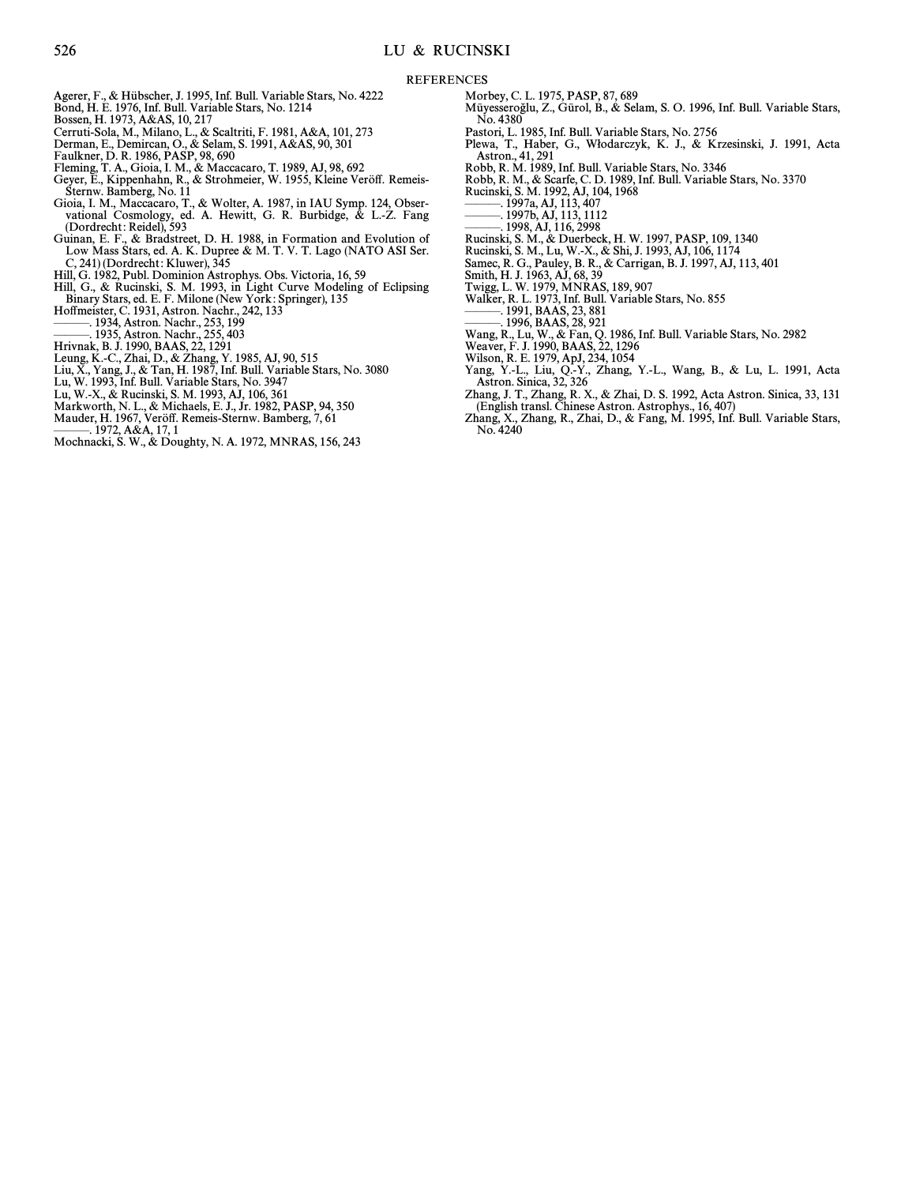## REFERENCES

Agerer, F., & Hübscher, J. 1995, Inf. Bull. Variable Stars, No. 4222
Bond, H. E. 1976, Inf. Bull. Variable Stars, No. 1214
Bossen, H. 1973, A&AS, 10, 217
Cerruti-Sola, M., Milano, L., & Scaltriti, F. 1981, A&A, 101, 273
Derman, E., Demircan, O., & Selam, S. 1991, A&AS, 90, 301
Faulkner, D. R. 1986, PASP, 98, 690
Fleming, T. A., Gioia, I. M., & Maccacaro, T. 1989, AJ, 98, 692
Geyer, E., Kippenhahn, R., & Strohmeier, W. 1955, Kleine Veröff. Remeis-Sternw. Bamberg, No. 11
Gioia, I. M., Maccacaro, T., & Wolter, A. 1987, in IAU Symp. 124, Observational Cosmology, ed. A. Hewitt, G. R. Burbidge, & L.-Z. Fang (Dordrecht: Reidel), 593
Guinan, E. F., & Bradstreet, D. H. 1988, in Formation and Evolution of Low Mass Stars, ed. A. K. Dupree & M. T. V. T. Lago (NATO ASI Ser. C, 241) (Dordrecht: Kluwer), 345
Hill, G. 1982, Publ. Dominion Astrophys. Obs. Victoria, 16, 59
Hill, G., & Rucinski, S. M. 1993, in Light Curve Modeling of Eclipsing Binary Stars, ed. E. F. Milone (New York: Springer), 135
Hoffmeister, C. 1931, Astron. Nachr., 242, 133
———. 1934, Astron. Nachr., 253, 199
———. 1935, Astron. Nachr., 255, 403
Hrivnak, B. J. 1990, BAAS, 22, 1291
Leung, K.-C., Zhai, D., & Zhang, Y. 1985, AJ, 90, 515
Liu, X., Yang, J., & Tan, H. 1987, Inf. Bull. Variable Stars, No. 3080
Lu, W. 1993, Inf. Bull. Variable Stars, No. 3947
Lu, W.-X., & Rucinski, S. M. 1993, AJ, 106, 361
Markworth, N. L., & Michaels, E. J., Jr. 1982, PASP, 94, 350
Mauder, H. 1967, Veröff. Remeis-Sternw. Bamberg, 7, 61
———. 1972, A&A, 17, 1
Mochnacki, S. W., & Doughty, N. A. 1972, MNRAS, 156, 243
Morbey, C. L. 1975, PASP, 87, 689
Müyesseroğlu, Z., Gürol, B., & Selam, S. O. 1996, Inf. Bull. Variable Stars, No. 4380
Pastori, L. 1985, Inf. Bull. Variable Stars, No. 2756
Plewa, T., Haber, G., Włodarczyk, K. J., & Krzesinski, J. 1991, Acta Astron., 41, 291
Robb, R. M. 1989, Inf. Bull. Variable Stars, No. 3346
Robb, R. M., & Scarfe, C. D. 1989, Inf. Bull. Variable Stars, No. 3370
Rucinski, S. M. 1992, AJ, 104, 1968
———. 1997a, AJ, 113, 407
———. 1997b, AJ, 113, 1112
———. 1998, AJ, 116, 2998
Rucinski, S. M., & Duerbeck, H. W. 1997, PASP, 109, 1340
Rucinski, S. M., Lu, W.-X., & Shi, J. 1993, AJ, 106, 1174
Samec, R. G., Pauley, B. R., & Carrigan, B. J. 1997, AJ, 113, 401
Smith, H. J. 1963, AJ, 68, 39
Twigg, L. W. 1979, MNRAS, 189, 907
Walker, R. L. 1973, Inf. Bull. Variable Stars, No. 855
———. 1991, BAAS, 23, 881
———. 1996, BAAS, 28, 921
Wang, R., Lu, W., & Fan, Q. 1986, Inf. Bull. Variable Stars, No. 2982
Weaver, F. J. 1990, BAAS, 22, 1296
Wilson, R. E. 1979, ApJ, 234, 1054
Yang, Y.-L., Liu, Q.-Y., Zhang, Y.-L., Wang, B., & Lu, L. 1991, Acta Astron. Sinica, 32, 326
Zhang, J. T., Zhang, R. X., & Zhai, D. S. 1992, Acta Astron. Sinica, 33, 131 (English transl. Chinese Astron. Astrophys., 16, 407)
Zhang, X., Zhang, R., Zhai, D., & Fang, M. 1995, Inf. Bull. Variable Stars, No. 4240